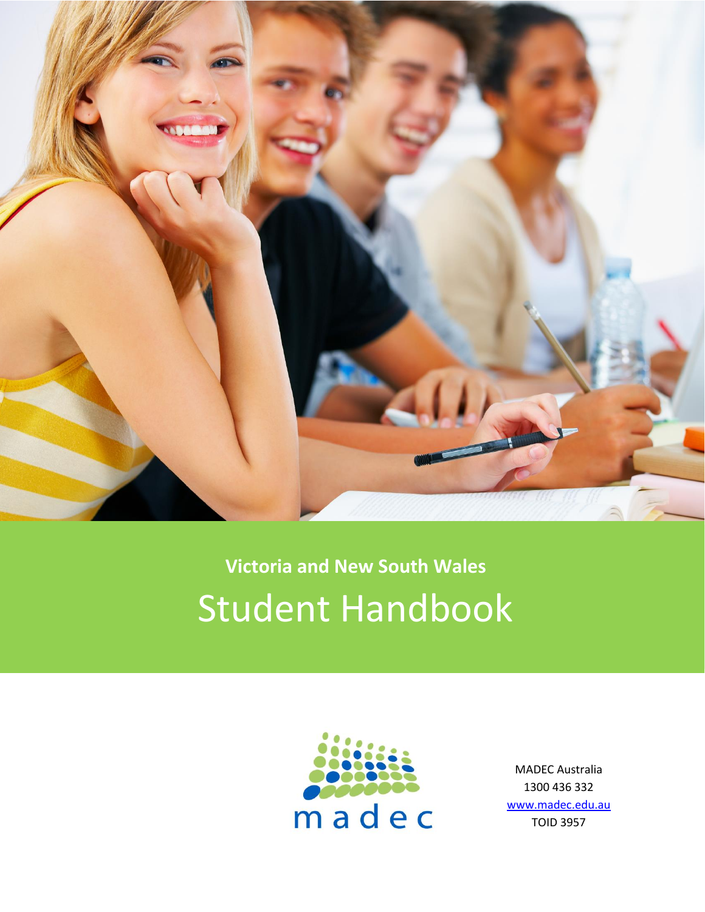**Victoria and New South Wales**

# Student Handbook

madec

MADEC Australia
1300 436 332
[www.madec.edu.au](http://www.madec.edu.au)
TOID 3957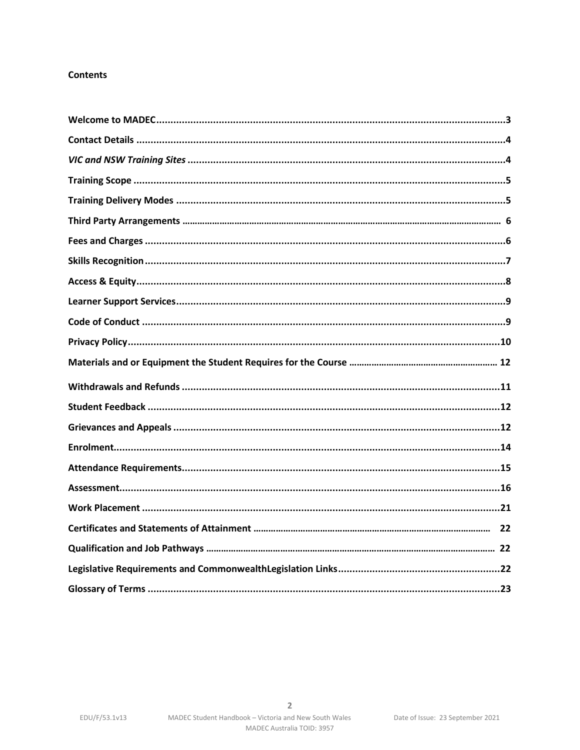**Contents**

**Welcome to MADEC** ..... **3**

**Contact Details** ..... **4**

***VIC and NSW Training Sites*** ..... **4**

**Training Scope** ..... **5**

**Training Delivery Modes** ..... **5**

**Third Party Arrangements** ..... **6**

**Fees and Charges** ..... **6**

**Skills Recognition** ..... **7**

**Access & Equity** ..... **8**

**Learner Support Services** ..... **9**

**Code of Conduct** ..... **9**

**Privacy Policy** ..... **10**

**Materials and or Equipment the Student Requires for the Course** ..... **12**

**Withdrawals and Refunds** ..... **11**

**Student Feedback** ..... **12**

**Grievances and Appeals** ..... **12**

**Enrolment** ..... **14**

**Attendance Requirements** ..... **15**

**Assessment** ..... **16**

**Work Placement** ..... **21**

**Certificates and Statements of Attainment** ..... **22**

**Qualification and Job Pathways** ..... **22**

**Legislative Requirements and CommonwealthLegislation Links** ..... **22**

**Glossary of Terms** ..... **23**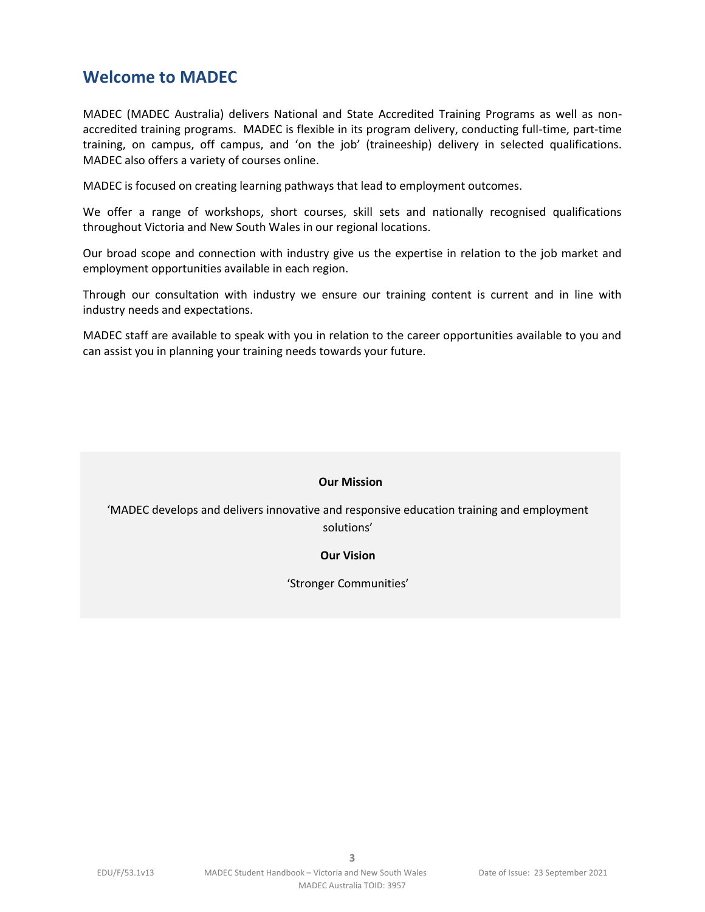## Welcome to MADEC

MADEC (MADEC Australia) delivers National and State Accredited Training Programs as well as non-accredited training programs. MADEC is flexible in its program delivery, conducting full-time, part-time training, on campus, off campus, and 'on the job' (traineeship) delivery in selected qualifications. MADEC also offers a variety of courses online.

MADEC is focused on creating learning pathways that lead to employment outcomes.

We offer a range of workshops, short courses, skill sets and nationally recognised qualifications throughout Victoria and New South Wales in our regional locations.

Our broad scope and connection with industry give us the expertise in relation to the job market and employment opportunities available in each region.

Through our consultation with industry we ensure our training content is current and in line with industry needs and expectations.

MADEC staff are available to speak with you in relation to the career opportunities available to you and can assist you in planning your training needs towards your future.

**Our Mission**

'MADEC develops and delivers innovative and responsive education training and employment solutions'

**Our Vision**

'Stronger Communities'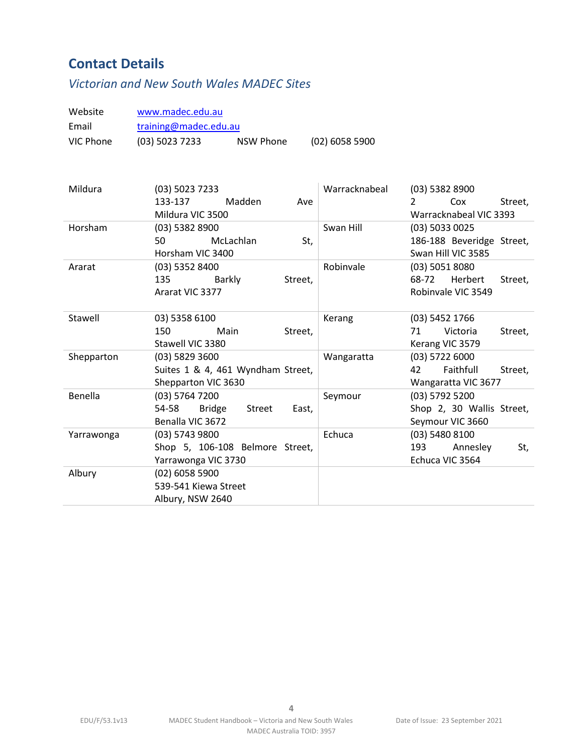## Contact Details

### *Victorian and New South Wales MADEC Sites*

| | | | |
|---|---|---|---|
| Website | [www.madec.edu.au](http://www.madec.edu.au) | | |
| Email | [training@madec.edu.au](mailto:training@madec.edu.au) | | |
| VIC Phone | (03) 5023 7233 | NSW Phone | (02) 6058 5900 |

| | | | |
|---|---|---|---|
| Mildura | (03) 5023 7233<br>133-137 Madden Ave<br>Mildura VIC 3500 | Warracknabeal | (03) 5382 8900<br>2 Cox Street,<br>Warracknabeal VIC 3393 |
| Horsham | (03) 5382 8900<br>50 McLachlan St,<br>Horsham VIC 3400 | Swan Hill | (03) 5033 0025<br>186-188 Beveridge Street,<br>Swan Hill VIC 3585 |
| Ararat | (03) 5352 8400<br>135 Barkly Street,<br>Ararat VIC 3377 | Robinvale | (03) 5051 8080<br>68-72 Herbert Street,<br>Robinvale VIC 3549 |
| Stawell | 03) 5358 6100<br>150 Main Street,<br>Stawell VIC 3380 | Kerang | (03) 5452 1766<br>71 Victoria Street,<br>Kerang VIC 3579 |
| Shepparton | (03) 5829 3600<br>Suites 1 & 4, 461 Wyndham Street,<br>Shepparton VIC 3630 | Wangaratta | (03) 5722 6000<br>42 Faithfull Street,<br>Wangaratta VIC 3677 |
| Benella | (03) 5764 7200<br>54-58 Bridge Street East,<br>Benalla VIC 3672 | Seymour | (03) 5792 5200<br>Shop 2, 30 Wallis Street,<br>Seymour VIC 3660 |
| Yarrawonga | (03) 5743 9800<br>Shop 5, 106-108 Belmore Street,<br>Yarrawonga VIC 3730 | Echuca | (03) 5480 8100<br>193 Annesley St,<br>Echuca VIC 3564 |
| Albury | (02) 6058 5900<br>539-541 Kiewa Street<br>Albury, NSW 2640 | | |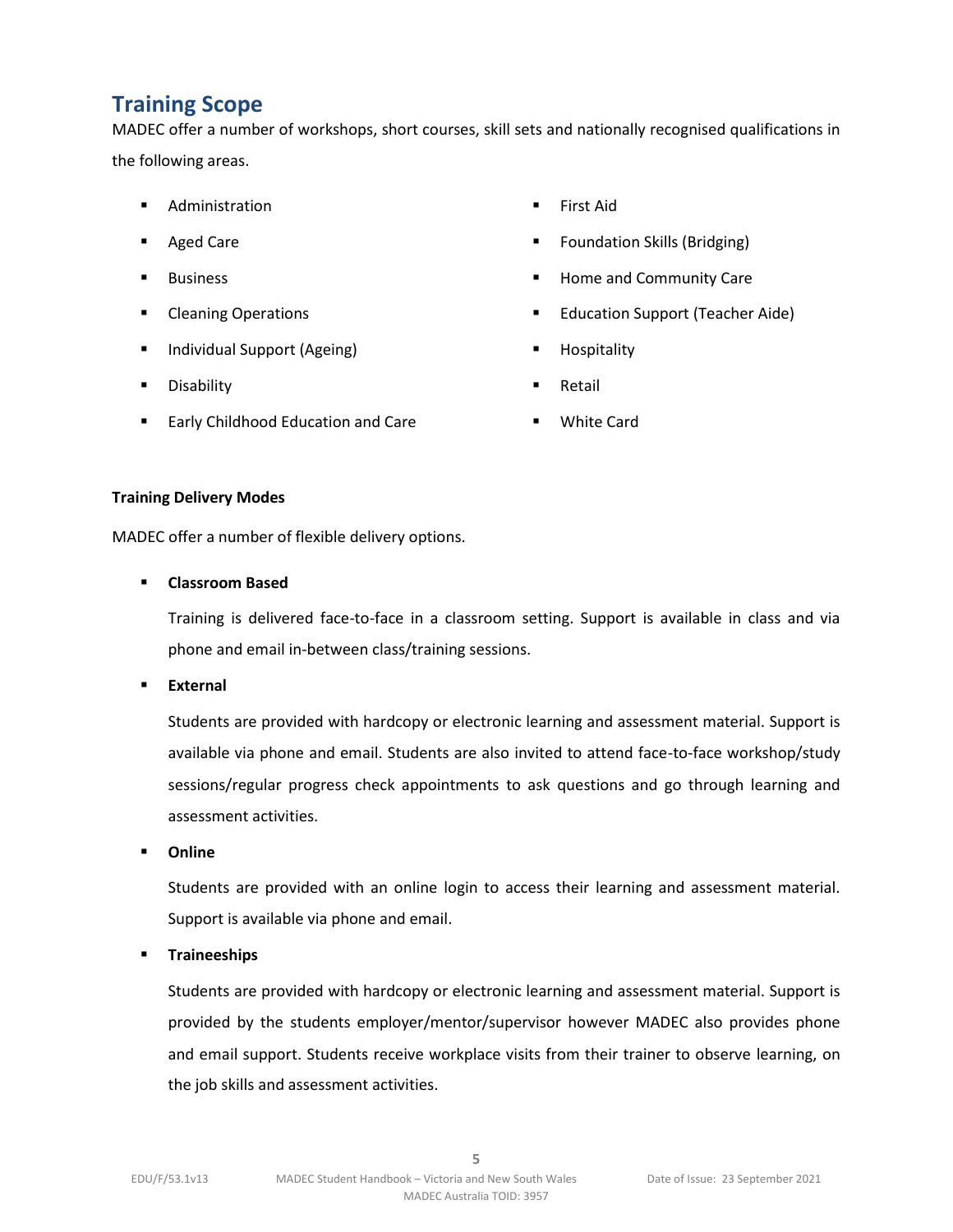## Training Scope

MADEC offer a number of workshops, short courses, skill sets and nationally recognised qualifications in the following areas.

- Administration
- Aged Care
- Business
- Cleaning Operations
- Individual Support (Ageing)
- Disability
- Early Childhood Education and Care
- First Aid
- Foundation Skills (Bridging)
- Home and Community Care
- Education Support (Teacher Aide)
- Hospitality
- Retail
- White Card

**Training Delivery Modes**

MADEC offer a number of flexible delivery options.

- **Classroom Based**

  Training is delivered face-to-face in a classroom setting. Support is available in class and via phone and email in-between class/training sessions.

- **External**

  Students are provided with hardcopy or electronic learning and assessment material. Support is available via phone and email. Students are also invited to attend face-to-face workshop/study sessions/regular progress check appointments to ask questions and go through learning and assessment activities.

- **Online**

  Students are provided with an online login to access their learning and assessment material. Support is available via phone and email.

- **Traineeships**

  Students are provided with hardcopy or electronic learning and assessment material. Support is provided by the students employer/mentor/supervisor however MADEC also provides phone and email support. Students receive workplace visits from their trainer to observe learning, on the job skills and assessment activities.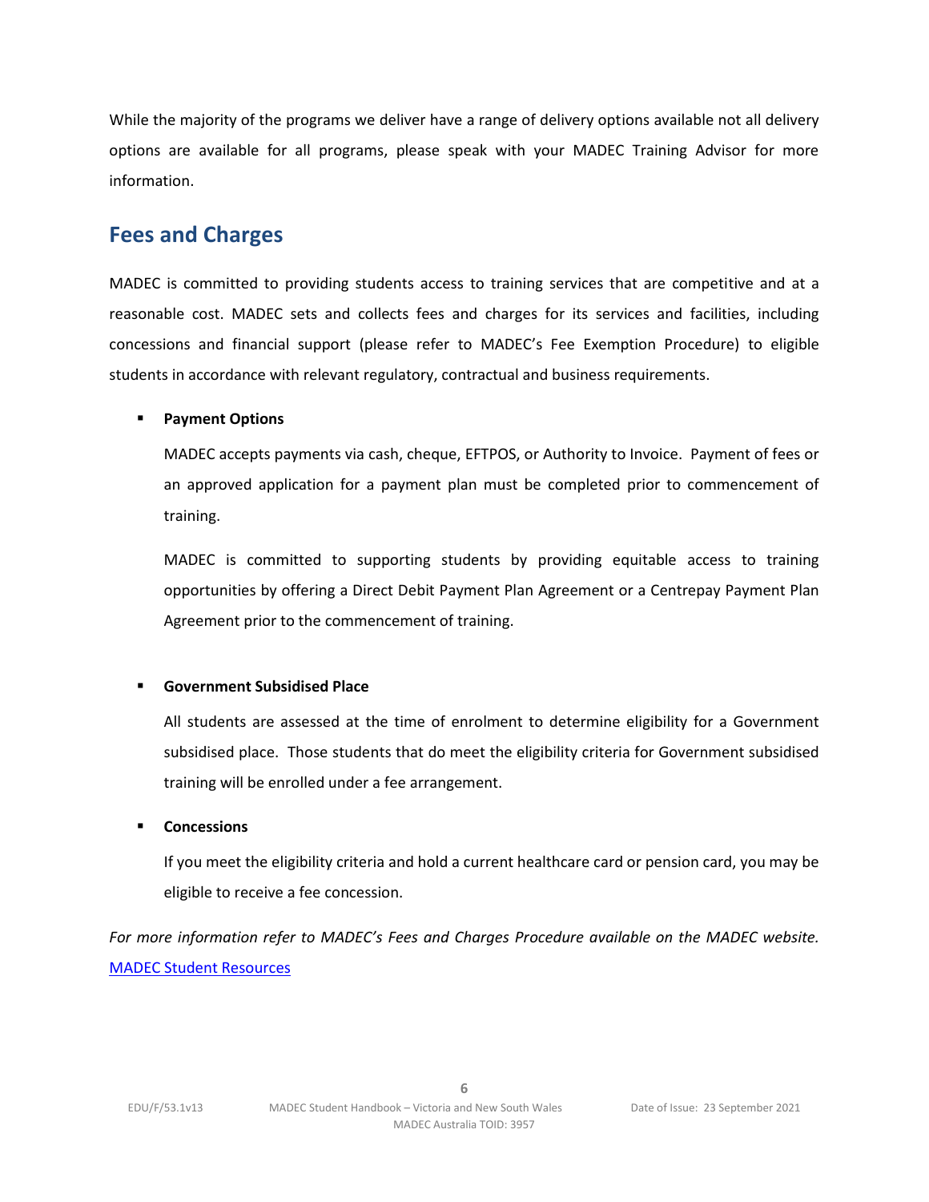While the majority of the programs we deliver have a range of delivery options available not all delivery options are available for all programs, please speak with your MADEC Training Advisor for more information.

## Fees and Charges

MADEC is committed to providing students access to training services that are competitive and at a reasonable cost. MADEC sets and collects fees and charges for its services and facilities, including concessions and financial support (please refer to MADEC's Fee Exemption Procedure) to eligible students in accordance with relevant regulatory, contractual and business requirements.

- **Payment Options**

  MADEC accepts payments via cash, cheque, EFTPOS, or Authority to Invoice. Payment of fees or an approved application for a payment plan must be completed prior to commencement of training.

  MADEC is committed to supporting students by providing equitable access to training opportunities by offering a Direct Debit Payment Plan Agreement or a Centrepay Payment Plan Agreement prior to the commencement of training.

- **Government Subsidised Place**

  All students are assessed at the time of enrolment to determine eligibility for a Government subsidised place. Those students that do meet the eligibility criteria for Government subsidised training will be enrolled under a fee arrangement.

- **Concessions**

  If you meet the eligibility criteria and hold a current healthcare card or pension card, you may be eligible to receive a fee concession.

*For more information refer to MADEC's Fees and Charges Procedure available on the MADEC website.* [MADEC Student Resources]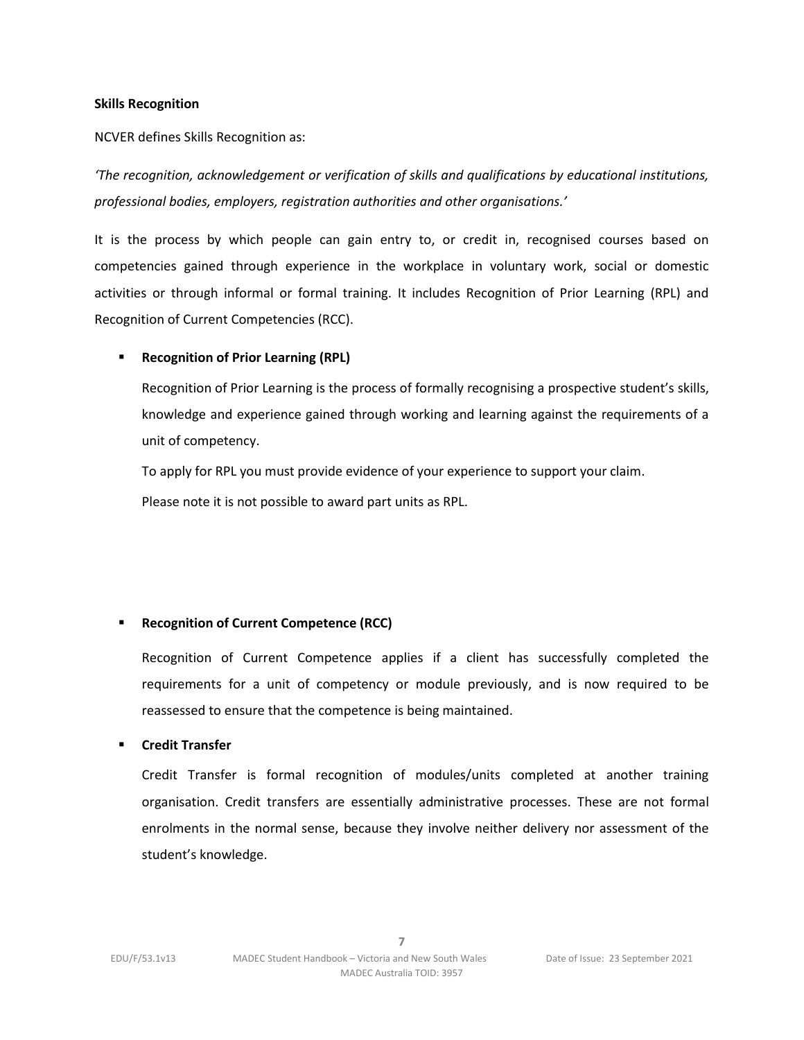**Skills Recognition**

NCVER defines Skills Recognition as:

*'The recognition, acknowledgement or verification of skills and qualifications by educational institutions, professional bodies, employers, registration authorities and other organisations.'*

It is the process by which people can gain entry to, or credit in, recognised courses based on competencies gained through experience in the workplace in voluntary work, social or domestic activities or through informal or formal training. It includes Recognition of Prior Learning (RPL) and Recognition of Current Competencies (RCC).

- **Recognition of Prior Learning (RPL)**

  Recognition of Prior Learning is the process of formally recognising a prospective student's skills, knowledge and experience gained through working and learning against the requirements of a unit of competency.

  To apply for RPL you must provide evidence of your experience to support your claim.

  Please note it is not possible to award part units as RPL.

- **Recognition of Current Competence (RCC)**

  Recognition of Current Competence applies if a client has successfully completed the requirements for a unit of competency or module previously, and is now required to be reassessed to ensure that the competence is being maintained.

- **Credit Transfer**

  Credit Transfer is formal recognition of modules/units completed at another training organisation. Credit transfers are essentially administrative processes. These are not formal enrolments in the normal sense, because they involve neither delivery nor assessment of the student's knowledge.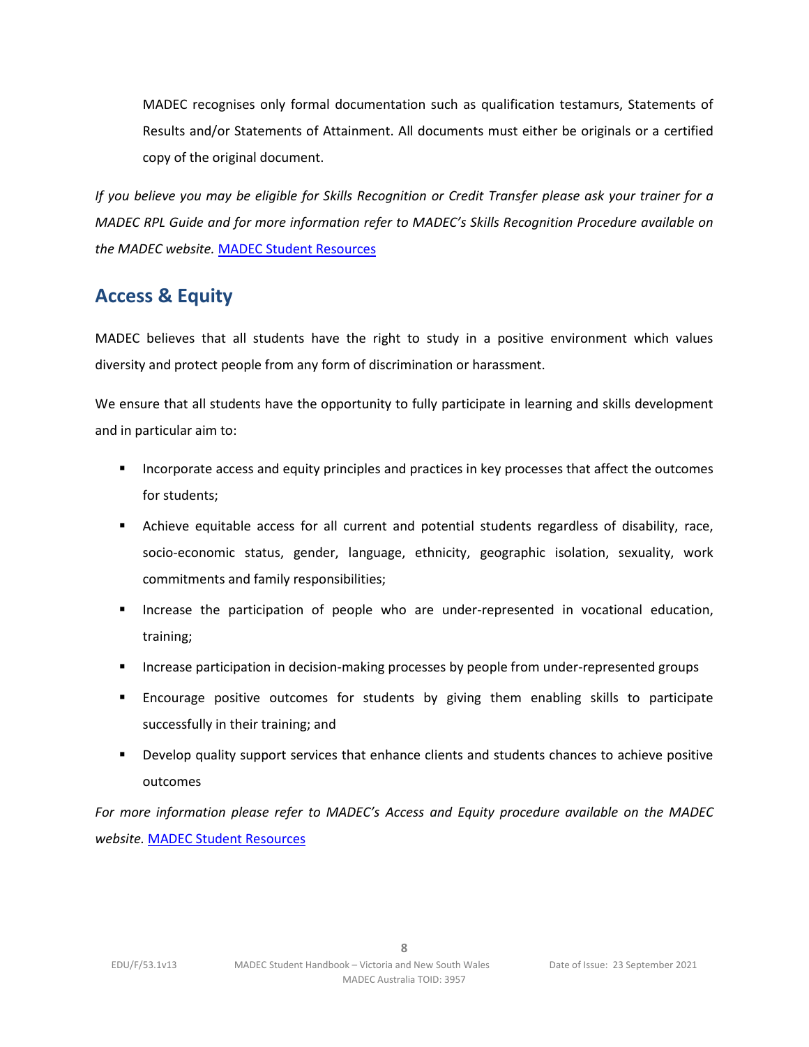MADEC recognises only formal documentation such as qualification testamurs, Statements of Results and/or Statements of Attainment. All documents must either be originals or a certified copy of the original document.

*If you believe you may be eligible for Skills Recognition or Credit Transfer please ask your trainer for a MADEC RPL Guide and for more information refer to MADEC's Skills Recognition Procedure available on the MADEC website.* MADEC Student Resources

## Access & Equity

MADEC believes that all students have the right to study in a positive environment which values diversity and protect people from any form of discrimination or harassment.

We ensure that all students have the opportunity to fully participate in learning and skills development and in particular aim to:

- Incorporate access and equity principles and practices in key processes that affect the outcomes for students;
- Achieve equitable access for all current and potential students regardless of disability, race, socio-economic status, gender, language, ethnicity, geographic isolation, sexuality, work commitments and family responsibilities;
- Increase the participation of people who are under-represented in vocational education, training;
- Increase participation in decision-making processes by people from under-represented groups
- Encourage positive outcomes for students by giving them enabling skills to participate successfully in their training; and
- Develop quality support services that enhance clients and students chances to achieve positive outcomes

*For more information please refer to MADEC's Access and Equity procedure available on the MADEC website.* MADEC Student Resources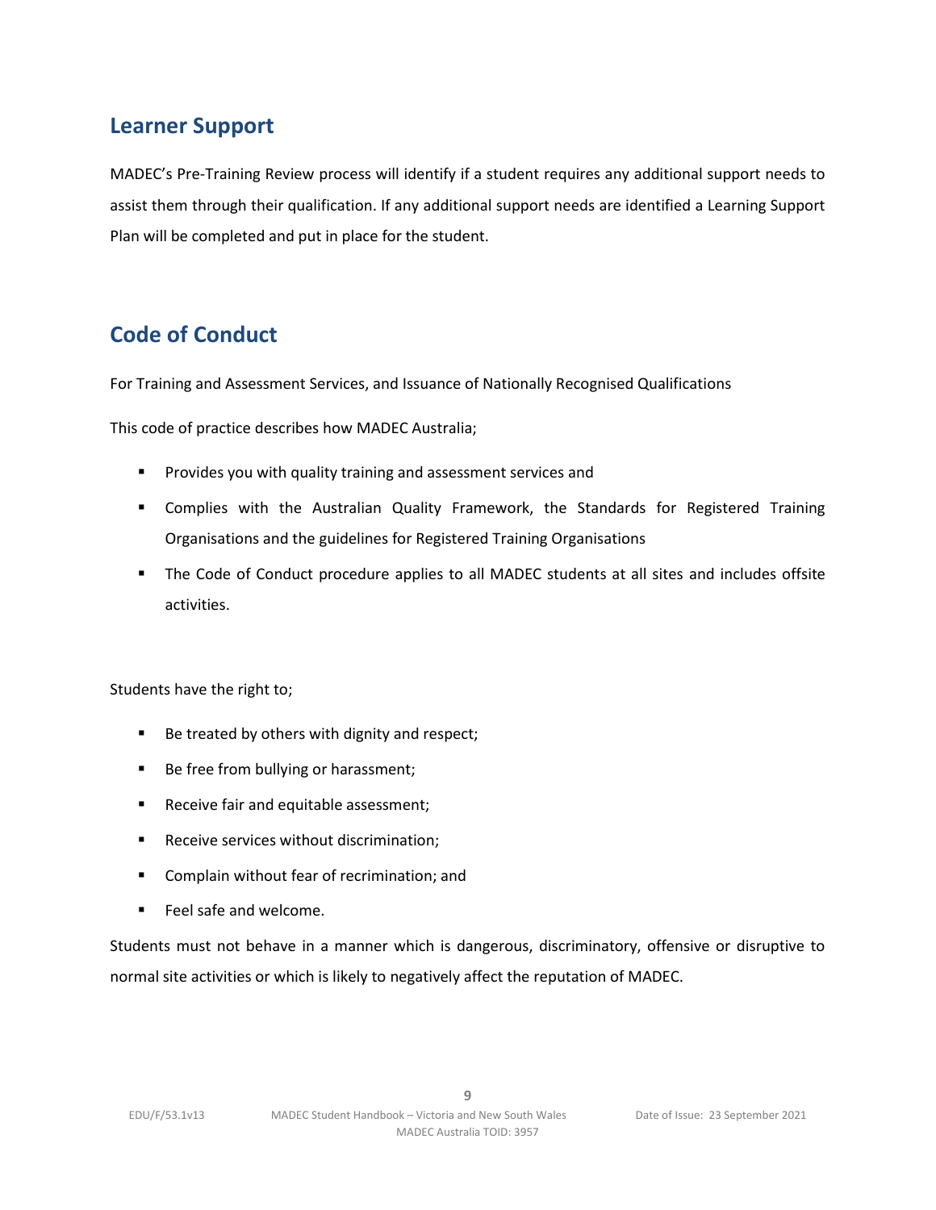## Learner Support

MADEC's Pre-Training Review process will identify if a student requires any additional support needs to assist them through their qualification. If any additional support needs are identified a Learning Support Plan will be completed and put in place for the student.

## Code of Conduct

For Training and Assessment Services, and Issuance of Nationally Recognised Qualifications

This code of practice describes how MADEC Australia;

- Provides you with quality training and assessment services and
- Complies with the Australian Quality Framework, the Standards for Registered Training Organisations and the guidelines for Registered Training Organisations
- The Code of Conduct procedure applies to all MADEC students at all sites and includes offsite activities.

Students have the right to;

- Be treated by others with dignity and respect;
- Be free from bullying or harassment;
- Receive fair and equitable assessment;
- Receive services without discrimination;
- Complain without fear of recrimination; and
- Feel safe and welcome.

Students must not behave in a manner which is dangerous, discriminatory, offensive or disruptive to normal site activities or which is likely to negatively affect the reputation of MADEC.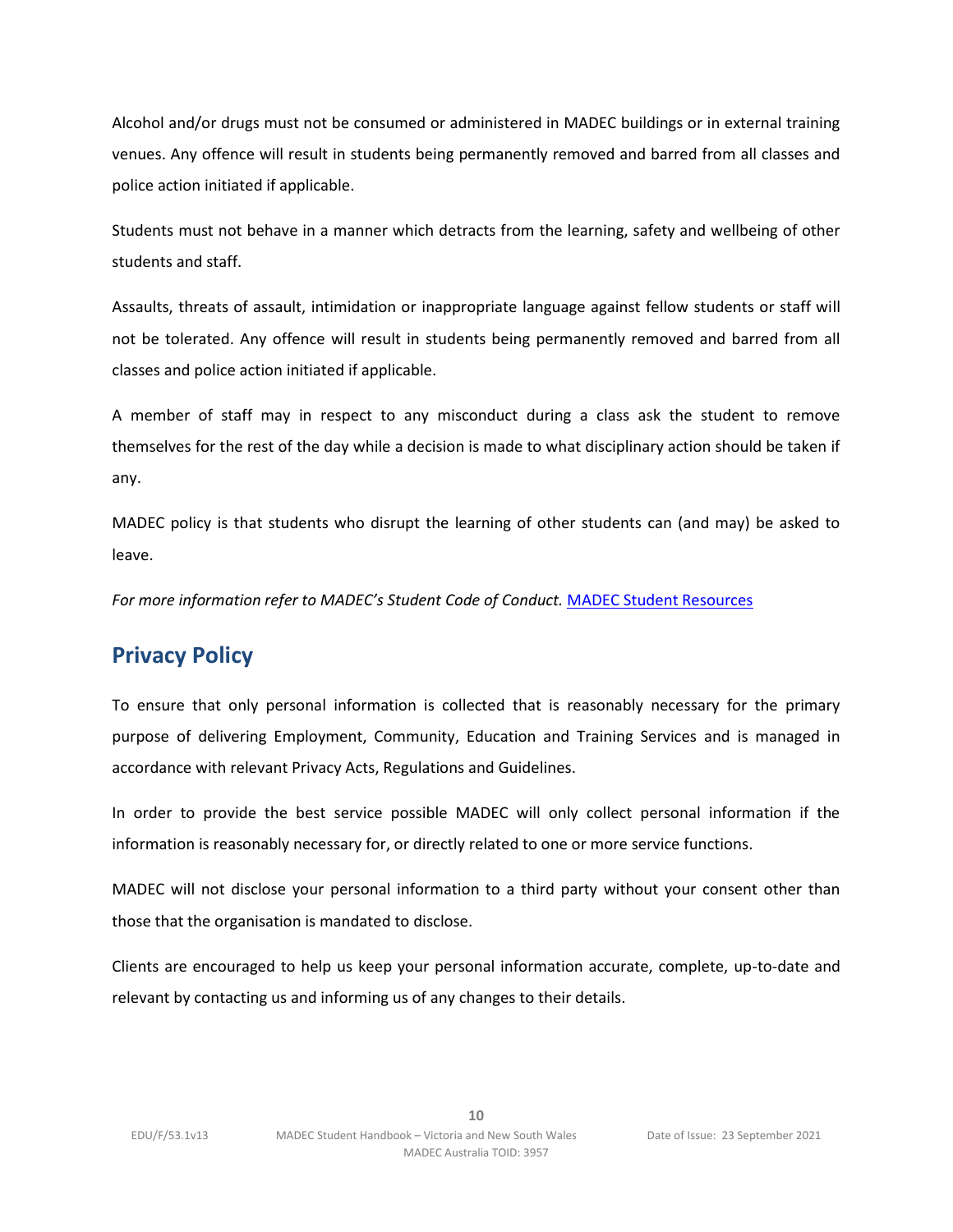Alcohol and/or drugs must not be consumed or administered in MADEC buildings or in external training venues. Any offence will result in students being permanently removed and barred from all classes and police action initiated if applicable.

Students must not behave in a manner which detracts from the learning, safety and wellbeing of other students and staff.

Assaults, threats of assault, intimidation or inappropriate language against fellow students or staff will not be tolerated. Any offence will result in students being permanently removed and barred from all classes and police action initiated if applicable.

A member of staff may in respect to any misconduct during a class ask the student to remove themselves for the rest of the day while a decision is made to what disciplinary action should be taken if any.

MADEC policy is that students who disrupt the learning of other students can (and may) be asked to leave.

*For more information refer to MADEC's Student Code of Conduct.* [MADEC Student Resources]

## Privacy Policy

To ensure that only personal information is collected that is reasonably necessary for the primary purpose of delivering Employment, Community, Education and Training Services and is managed in accordance with relevant Privacy Acts, Regulations and Guidelines.

In order to provide the best service possible MADEC will only collect personal information if the information is reasonably necessary for, or directly related to one or more service functions.

MADEC will not disclose your personal information to a third party without your consent other than those that the organisation is mandated to disclose.

Clients are encouraged to help us keep your personal information accurate, complete, up-to-date and relevant by contacting us and informing us of any changes to their details.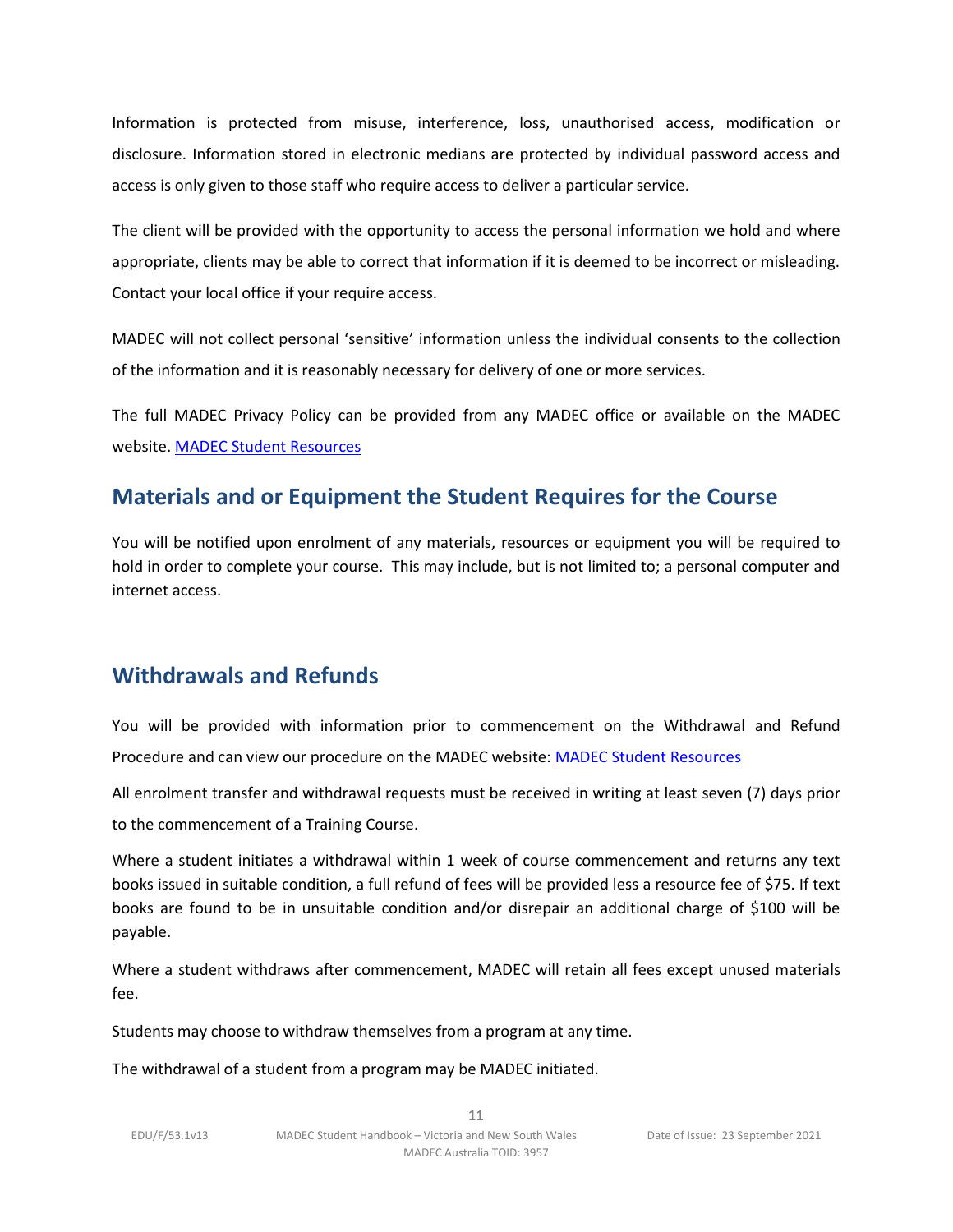Information is protected from misuse, interference, loss, unauthorised access, modification or disclosure. Information stored in electronic medians are protected by individual password access and access is only given to those staff who require access to deliver a particular service.

The client will be provided with the opportunity to access the personal information we hold and where appropriate, clients may be able to correct that information if it is deemed to be incorrect or misleading. Contact your local office if your require access.

MADEC will not collect personal 'sensitive' information unless the individual consents to the collection of the information and it is reasonably necessary for delivery of one or more services.

The full MADEC Privacy Policy can be provided from any MADEC office or available on the MADEC website. [MADEC Student Resources]

## Materials and or Equipment the Student Requires for the Course

You will be notified upon enrolment of any materials, resources or equipment you will be required to hold in order to complete your course. This may include, but is not limited to; a personal computer and internet access.

## Withdrawals and Refunds

You will be provided with information prior to commencement on the Withdrawal and Refund Procedure and can view our procedure on the MADEC website: [MADEC Student Resources]

All enrolment transfer and withdrawal requests must be received in writing at least seven (7) days prior to the commencement of a Training Course.

Where a student initiates a withdrawal within 1 week of course commencement and returns any text books issued in suitable condition, a full refund of fees will be provided less a resource fee of $75. If text books are found to be in unsuitable condition and/or disrepair an additional charge of $100 will be payable.

Where a student withdraws after commencement, MADEC will retain all fees except unused materials fee.

Students may choose to withdraw themselves from a program at any time.

The withdrawal of a student from a program may be MADEC initiated.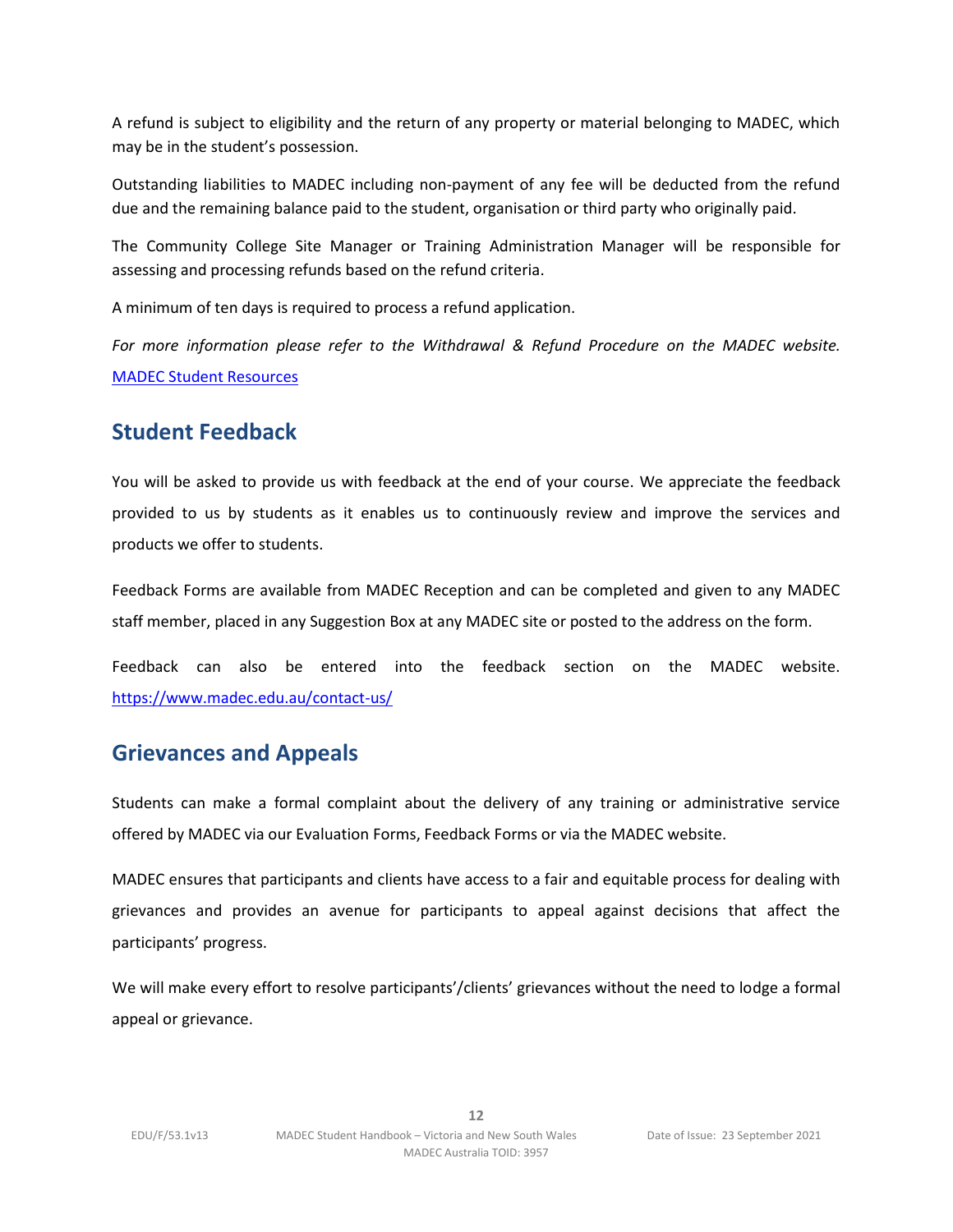A refund is subject to eligibility and the return of any property or material belonging to MADEC, which may be in the student's possession.

Outstanding liabilities to MADEC including non-payment of any fee will be deducted from the refund due and the remaining balance paid to the student, organisation or third party who originally paid.

The Community College Site Manager or Training Administration Manager will be responsible for assessing and processing refunds based on the refund criteria.

A minimum of ten days is required to process a refund application.

*For more information please refer to the Withdrawal & Refund Procedure on the MADEC website.* [MADEC Student Resources]

## Student Feedback

You will be asked to provide us with feedback at the end of your course. We appreciate the feedback provided to us by students as it enables us to continuously review and improve the services and products we offer to students.

Feedback Forms are available from MADEC Reception and can be completed and given to any MADEC staff member, placed in any Suggestion Box at any MADEC site or posted to the address on the form.

Feedback can also be entered into the feedback section on the MADEC website. https://www.madec.edu.au/contact-us/

## Grievances and Appeals

Students can make a formal complaint about the delivery of any training or administrative service offered by MADEC via our Evaluation Forms, Feedback Forms or via the MADEC website.

MADEC ensures that participants and clients have access to a fair and equitable process for dealing with grievances and provides an avenue for participants to appeal against decisions that affect the participants' progress.

We will make every effort to resolve participants'/clients' grievances without the need to lodge a formal appeal or grievance.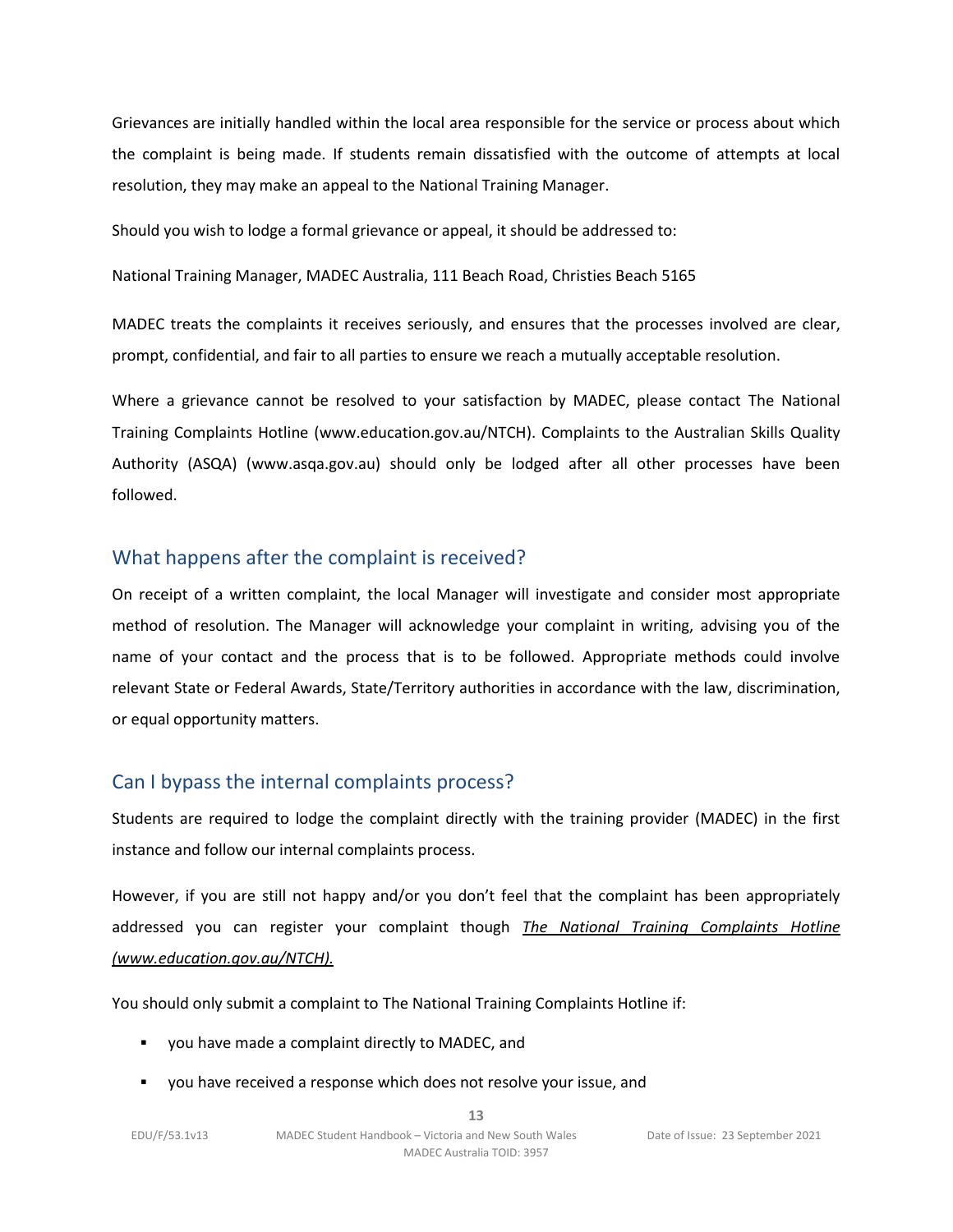Grievances are initially handled within the local area responsible for the service or process about which the complaint is being made. If students remain dissatisfied with the outcome of attempts at local resolution, they may make an appeal to the National Training Manager.

Should you wish to lodge a formal grievance or appeal, it should be addressed to:

National Training Manager, MADEC Australia, 111 Beach Road, Christies Beach 5165

MADEC treats the complaints it receives seriously, and ensures that the processes involved are clear, prompt, confidential, and fair to all parties to ensure we reach a mutually acceptable resolution.

Where a grievance cannot be resolved to your satisfaction by MADEC, please contact The National Training Complaints Hotline (www.education.gov.au/NTCH). Complaints to the Australian Skills Quality Authority (ASQA) (www.asqa.gov.au) should only be lodged after all other processes have been followed.

## What happens after the complaint is received?

On receipt of a written complaint, the local Manager will investigate and consider most appropriate method of resolution. The Manager will acknowledge your complaint in writing, advising you of the name of your contact and the process that is to be followed. Appropriate methods could involve relevant State or Federal Awards, State/Territory authorities in accordance with the law, discrimination, or equal opportunity matters.

## Can I bypass the internal complaints process?

Students are required to lodge the complaint directly with the training provider (MADEC) in the first instance and follow our internal complaints process.

However, if you are still not happy and/or you don't feel that the complaint has been appropriately addressed you can register your complaint though *The National Training Complaints Hotline (www.education.gov.au/NTCH).*

You should only submit a complaint to The National Training Complaints Hotline if:

- you have made a complaint directly to MADEC, and
- you have received a response which does not resolve your issue, and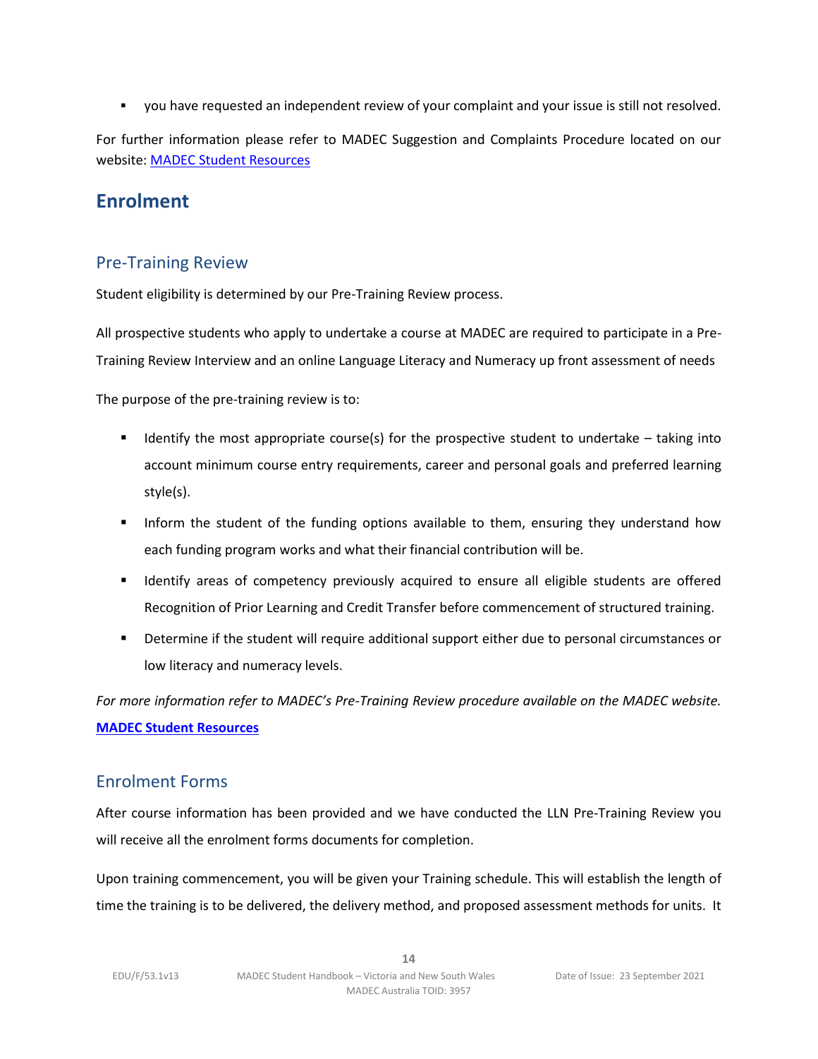- you have requested an independent review of your complaint and your issue is still not resolved.

For further information please refer to MADEC Suggestion and Complaints Procedure located on our website: MADEC Student Resources

# Enrolment

## Pre-Training Review

Student eligibility is determined by our Pre-Training Review process.

All prospective students who apply to undertake a course at MADEC are required to participate in a Pre-Training Review Interview and an online Language Literacy and Numeracy up front assessment of needs

The purpose of the pre-training review is to:

- Identify the most appropriate course(s) for the prospective student to undertake – taking into account minimum course entry requirements, career and personal goals and preferred learning style(s).
- Inform the student of the funding options available to them, ensuring they understand how each funding program works and what their financial contribution will be.
- Identify areas of competency previously acquired to ensure all eligible students are offered Recognition of Prior Learning and Credit Transfer before commencement of structured training.
- Determine if the student will require additional support either due to personal circumstances or low literacy and numeracy levels.

*For more information refer to MADEC's Pre-Training Review procedure available on the MADEC website.*
**MADEC Student Resources**

## Enrolment Forms

After course information has been provided and we have conducted the LLN Pre-Training Review you will receive all the enrolment forms documents for completion.

Upon training commencement, you will be given your Training schedule. This will establish the length of time the training is to be delivered, the delivery method, and proposed assessment methods for units. It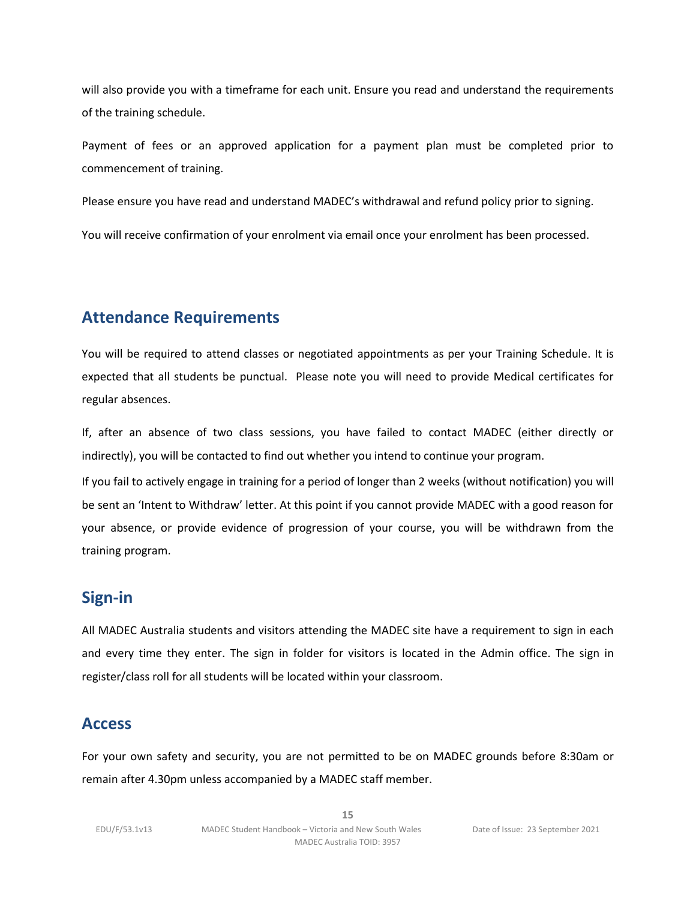will also provide you with a timeframe for each unit. Ensure you read and understand the requirements of the training schedule.

Payment of fees or an approved application for a payment plan must be completed prior to commencement of training.

Please ensure you have read and understand MADEC's withdrawal and refund policy prior to signing.

You will receive confirmation of your enrolment via email once your enrolment has been processed.

## Attendance Requirements

You will be required to attend classes or negotiated appointments as per your Training Schedule. It is expected that all students be punctual. Please note you will need to provide Medical certificates for regular absences.

If, after an absence of two class sessions, you have failed to contact MADEC (either directly or indirectly), you will be contacted to find out whether you intend to continue your program.

If you fail to actively engage in training for a period of longer than 2 weeks (without notification) you will be sent an 'Intent to Withdraw' letter. At this point if you cannot provide MADEC with a good reason for your absence, or provide evidence of progression of your course, you will be withdrawn from the training program.

## Sign-in

All MADEC Australia students and visitors attending the MADEC site have a requirement to sign in each and every time they enter. The sign in folder for visitors is located in the Admin office. The sign in register/class roll for all students will be located within your classroom.

## Access

For your own safety and security, you are not permitted to be on MADEC grounds before 8:30am or remain after 4.30pm unless accompanied by a MADEC staff member.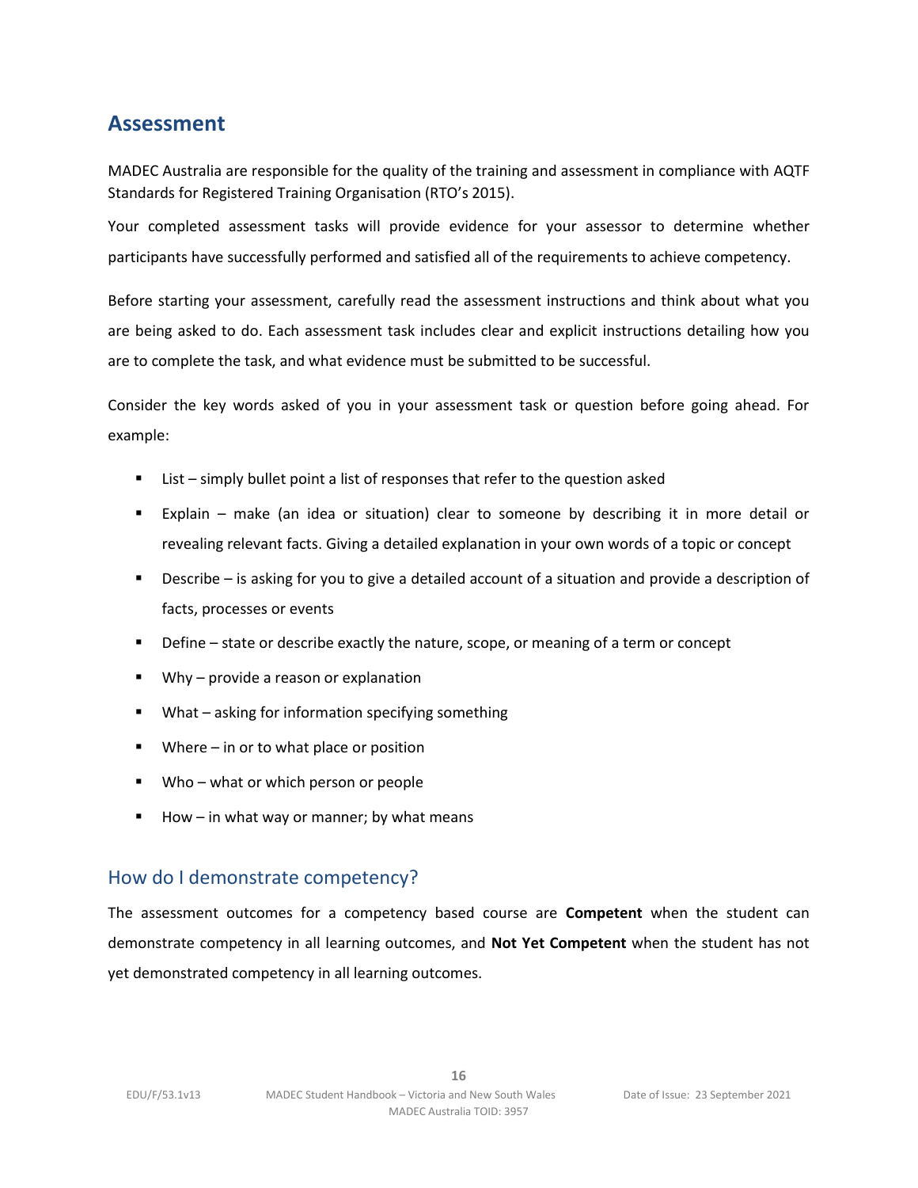## Assessment

MADEC Australia are responsible for the quality of the training and assessment in compliance with AQTF Standards for Registered Training Organisation (RTO's 2015).

Your completed assessment tasks will provide evidence for your assessor to determine whether participants have successfully performed and satisfied all of the requirements to achieve competency.

Before starting your assessment, carefully read the assessment instructions and think about what you are being asked to do. Each assessment task includes clear and explicit instructions detailing how you are to complete the task, and what evidence must be submitted to be successful.

Consider the key words asked of you in your assessment task or question before going ahead. For example:

- List – simply bullet point a list of responses that refer to the question asked
- Explain – make (an idea or situation) clear to someone by describing it in more detail or revealing relevant facts. Giving a detailed explanation in your own words of a topic or concept
- Describe – is asking for you to give a detailed account of a situation and provide a description of facts, processes or events
- Define – state or describe exactly the nature, scope, or meaning of a term or concept
- Why – provide a reason or explanation
- What – asking for information specifying something
- Where – in or to what place or position
- Who – what or which person or people
- How – in what way or manner; by what means

### How do I demonstrate competency?

The assessment outcomes for a competency based course are **Competent** when the student can demonstrate competency in all learning outcomes, and **Not Yet Competent** when the student has not yet demonstrated competency in all learning outcomes.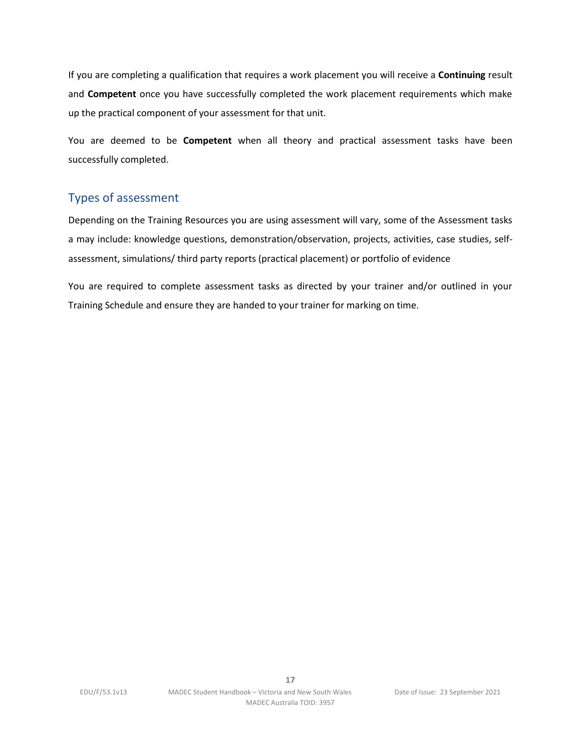If you are completing a qualification that requires a work placement you will receive a **Continuing** result and **Competent** once you have successfully completed the work placement requirements which make up the practical component of your assessment for that unit.

You are deemed to be **Competent** when all theory and practical assessment tasks have been successfully completed.

## Types of assessment

Depending on the Training Resources you are using assessment will vary, some of the Assessment tasks a may include: knowledge questions, demonstration/observation, projects, activities, case studies, self-assessment, simulations/ third party reports (practical placement) or portfolio of evidence

You are required to complete assessment tasks as directed by your trainer and/or outlined in your Training Schedule and ensure they are handed to your trainer for marking on time.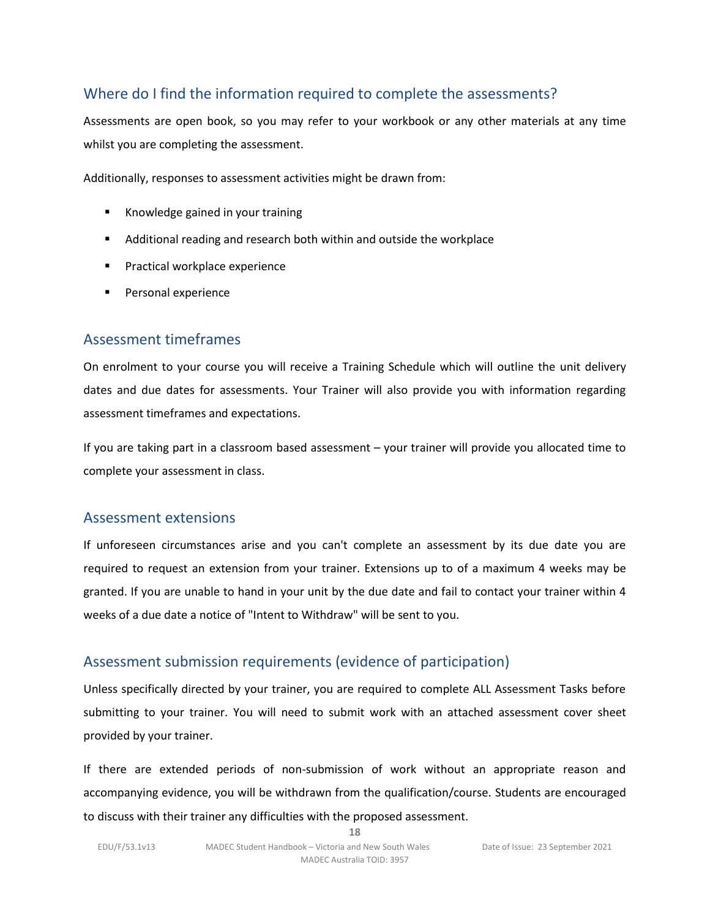## Where do I find the information required to complete the assessments?

Assessments are open book, so you may refer to your workbook or any other materials at any time whilst you are completing the assessment.

Additionally, responses to assessment activities might be drawn from:

- Knowledge gained in your training
- Additional reading and research both within and outside the workplace
- Practical workplace experience
- Personal experience

## Assessment timeframes

On enrolment to your course you will receive a Training Schedule which will outline the unit delivery dates and due dates for assessments. Your Trainer will also provide you with information regarding assessment timeframes and expectations.

If you are taking part in a classroom based assessment – your trainer will provide you allocated time to complete your assessment in class.

## Assessment extensions

If unforeseen circumstances arise and you can't complete an assessment by its due date you are required to request an extension from your trainer. Extensions up to of a maximum 4 weeks may be granted. If you are unable to hand in your unit by the due date and fail to contact your trainer within 4 weeks of a due date a notice of "Intent to Withdraw" will be sent to you.

## Assessment submission requirements (evidence of participation)

Unless specifically directed by your trainer, you are required to complete ALL Assessment Tasks before submitting to your trainer. You will need to submit work with an attached assessment cover sheet provided by your trainer.

If there are extended periods of non-submission of work without an appropriate reason and accompanying evidence, you will be withdrawn from the qualification/course. Students are encouraged to discuss with their trainer any difficulties with the proposed assessment.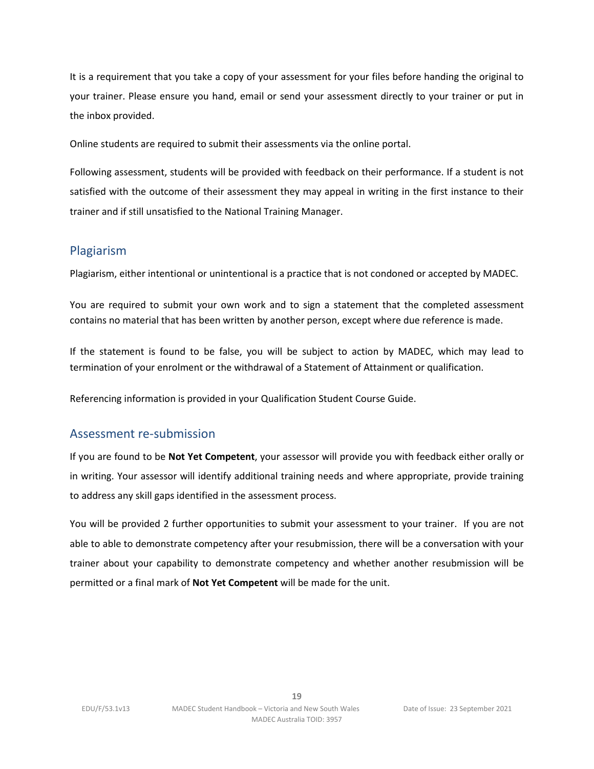It is a requirement that you take a copy of your assessment for your files before handing the original to your trainer. Please ensure you hand, email or send your assessment directly to your trainer or put in the inbox provided.

Online students are required to submit their assessments via the online portal.

Following assessment, students will be provided with feedback on their performance. If a student is not satisfied with the outcome of their assessment they may appeal in writing in the first instance to their trainer and if still unsatisfied to the National Training Manager.

## Plagiarism

Plagiarism, either intentional or unintentional is a practice that is not condoned or accepted by MADEC.

You are required to submit your own work and to sign a statement that the completed assessment contains no material that has been written by another person, except where due reference is made.

If the statement is found to be false, you will be subject to action by MADEC, which may lead to termination of your enrolment or the withdrawal of a Statement of Attainment or qualification.

Referencing information is provided in your Qualification Student Course Guide.

## Assessment re-submission

If you are found to be **Not Yet Competent**, your assessor will provide you with feedback either orally or in writing. Your assessor will identify additional training needs and where appropriate, provide training to address any skill gaps identified in the assessment process.

You will be provided 2 further opportunities to submit your assessment to your trainer. If you are not able to able to demonstrate competency after your resubmission, there will be a conversation with your trainer about your capability to demonstrate competency and whether another resubmission will be permitted or a final mark of **Not Yet Competent** will be made for the unit.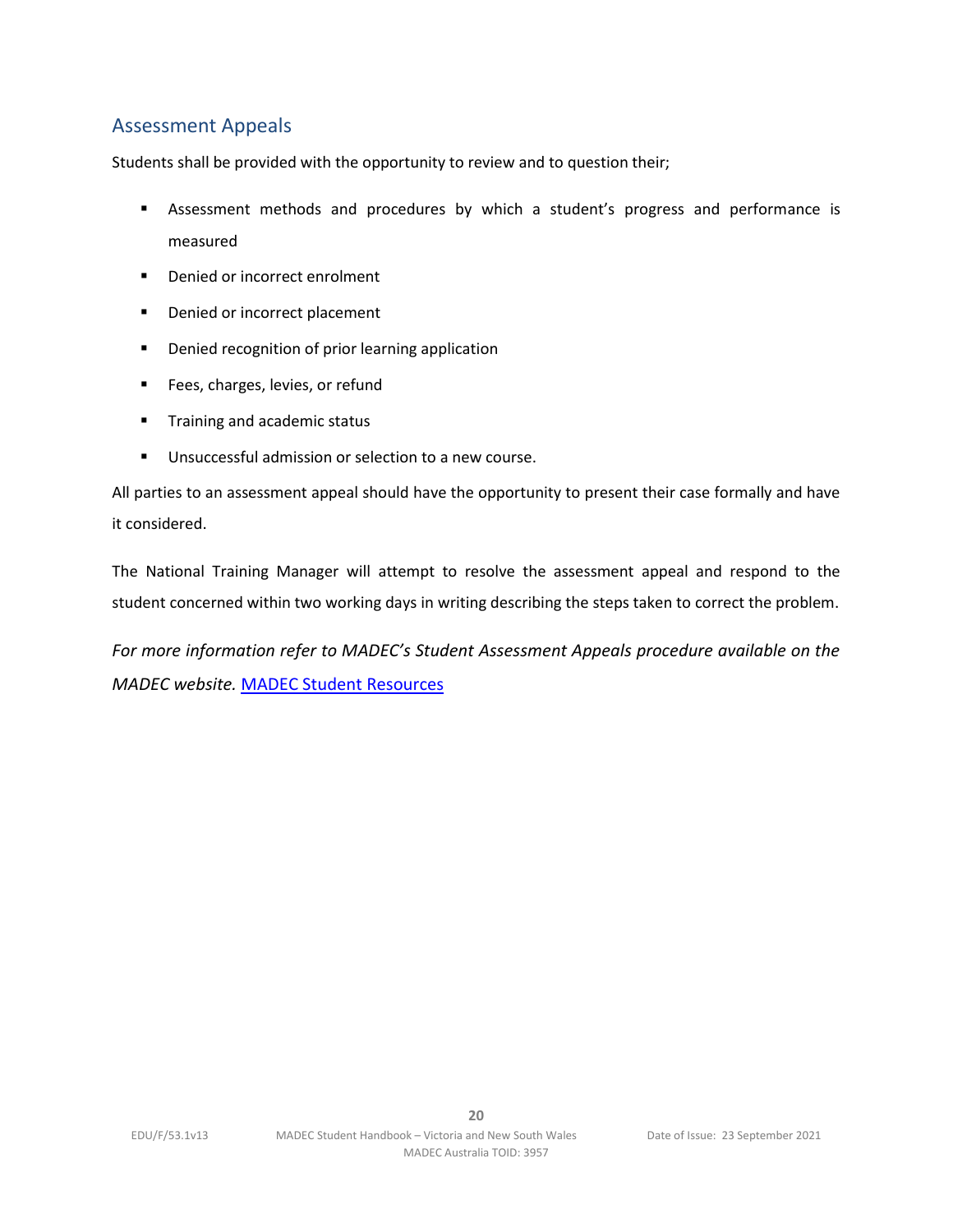## Assessment Appeals

Students shall be provided with the opportunity to review and to question their;

- Assessment methods and procedures by which a student's progress and performance is measured
- Denied or incorrect enrolment
- Denied or incorrect placement
- Denied recognition of prior learning application
- Fees, charges, levies, or refund
- Training and academic status
- Unsuccessful admission or selection to a new course.

All parties to an assessment appeal should have the opportunity to present their case formally and have it considered.

The National Training Manager will attempt to resolve the assessment appeal and respond to the student concerned within two working days in writing describing the steps taken to correct the problem.

*For more information refer to MADEC's Student Assessment Appeals procedure available on the MADEC website.* [MADEC Student Resources]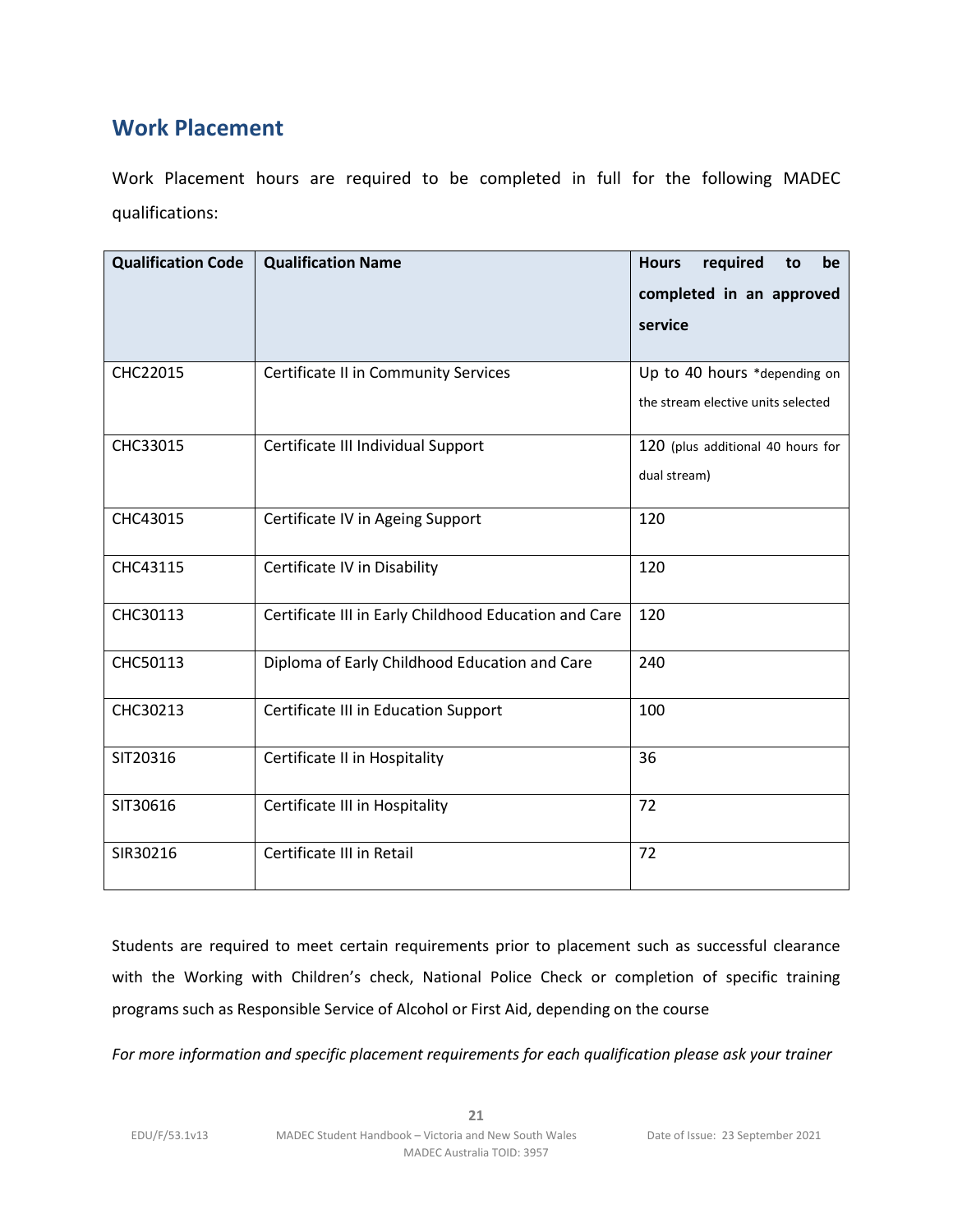## Work Placement

Work Placement hours are required to be completed in full for the following MADEC qualifications:

| Qualification Code | Qualification Name | Hours required to be completed in an approved service |
|---|---|---|
| CHC22015 | Certificate II in Community Services | Up to 40 hours *depending on the stream elective units selected |
| CHC33015 | Certificate III Individual Support | 120 (plus additional 40 hours for dual stream) |
| CHC43015 | Certificate IV in Ageing Support | 120 |
| CHC43115 | Certificate IV in Disability | 120 |
| CHC30113 | Certificate III in Early Childhood Education and Care | 120 |
| CHC50113 | Diploma of Early Childhood Education and Care | 240 |
| CHC30213 | Certificate III in Education Support | 100 |
| SIT20316 | Certificate II in Hospitality | 36 |
| SIT30616 | Certificate III in Hospitality | 72 |
| SIR30216 | Certificate III in Retail | 72 |

Students are required to meet certain requirements prior to placement such as successful clearance with the Working with Children's check, National Police Check or completion of specific training programs such as Responsible Service of Alcohol or First Aid, depending on the course

*For more information and specific placement requirements for each qualification please ask your trainer*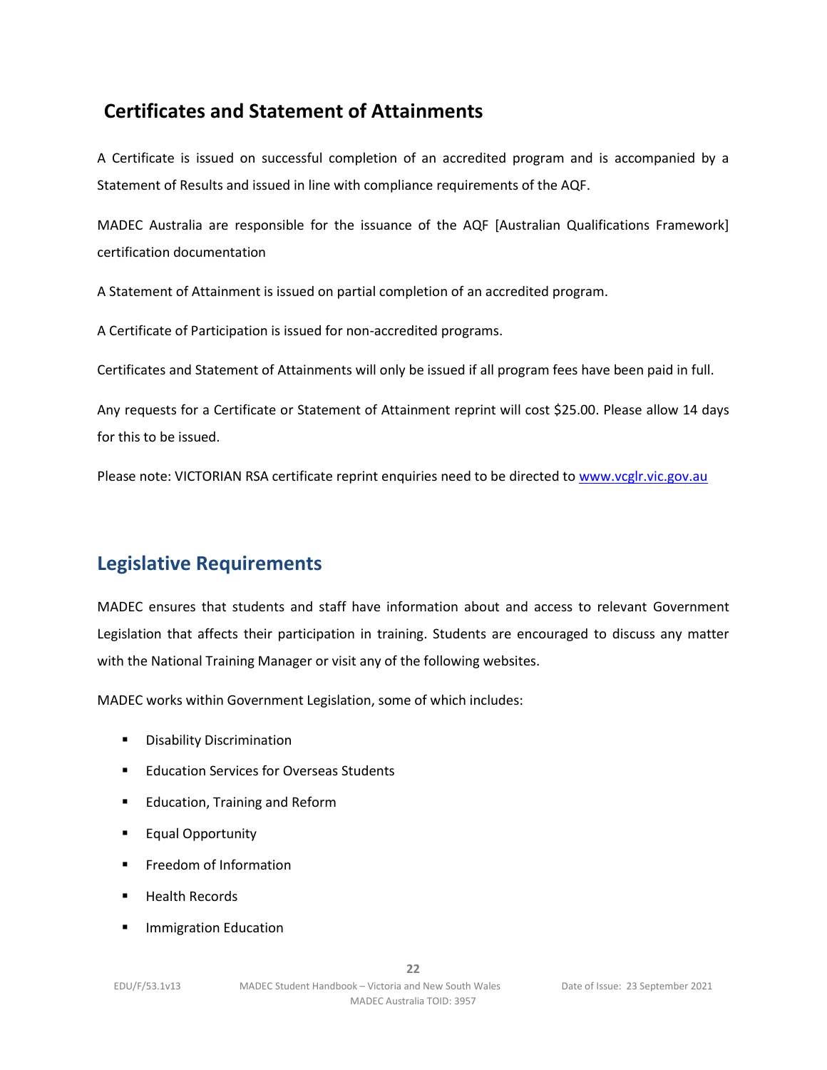## Certificates and Statement of Attainments

A Certificate is issued on successful completion of an accredited program and is accompanied by a Statement of Results and issued in line with compliance requirements of the AQF.

MADEC Australia are responsible for the issuance of the AQF [Australian Qualifications Framework] certification documentation

A Statement of Attainment is issued on partial completion of an accredited program.

A Certificate of Participation is issued for non-accredited programs.

Certificates and Statement of Attainments will only be issued if all program fees have been paid in full.

Any requests for a Certificate or Statement of Attainment reprint will cost $25.00. Please allow 14 days for this to be issued.

Please note: VICTORIAN RSA certificate reprint enquiries need to be directed to [www.vcglr.vic.gov.au](http://www.vcglr.vic.gov.au)

## Legislative Requirements

MADEC ensures that students and staff have information about and access to relevant Government Legislation that affects their participation in training. Students are encouraged to discuss any matter with the National Training Manager or visit any of the following websites.

MADEC works within Government Legislation, some of which includes:

- Disability Discrimination
- Education Services for Overseas Students
- Education, Training and Reform
- Equal Opportunity
- Freedom of Information
- Health Records
- Immigration Education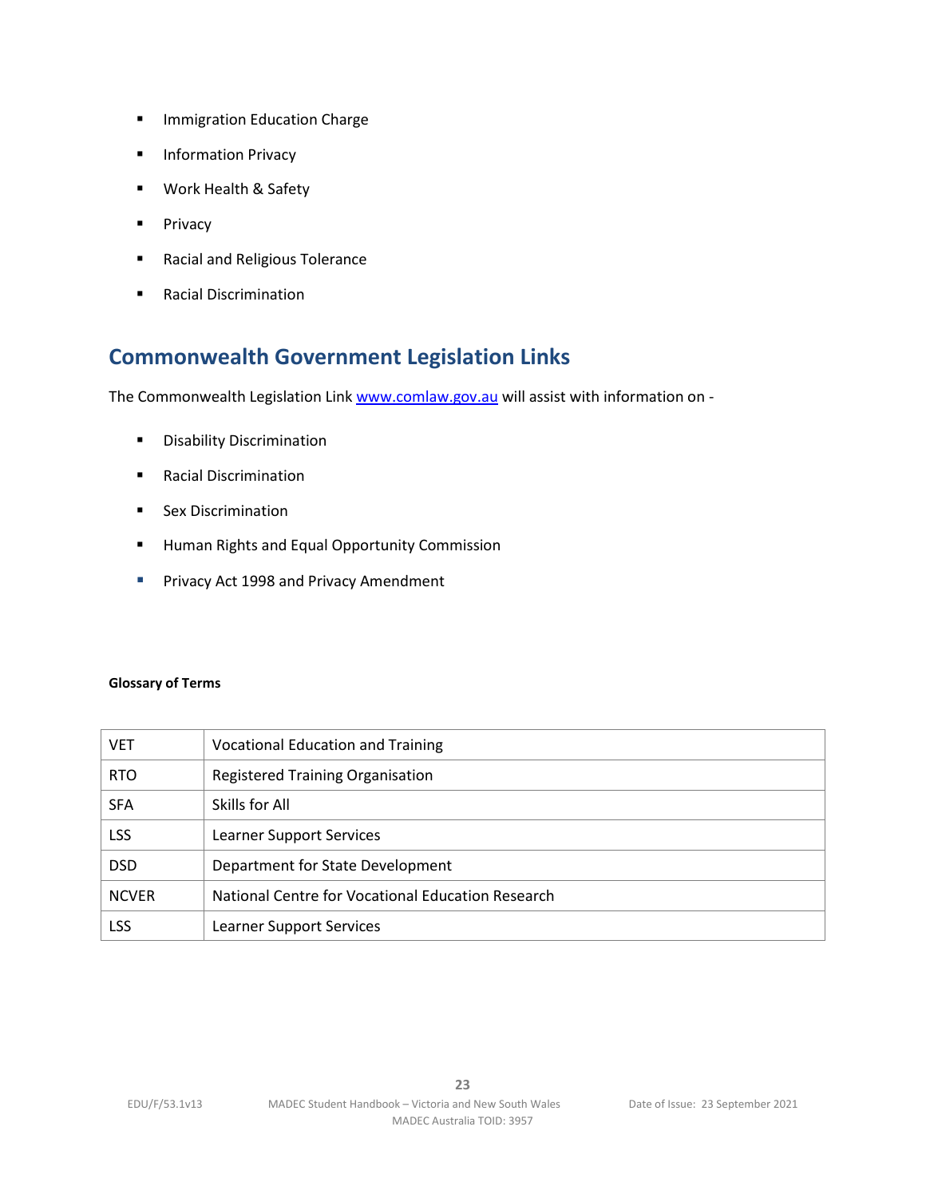- Immigration Education Charge
- Information Privacy
- Work Health & Safety
- Privacy
- Racial and Religious Tolerance
- Racial Discrimination

## Commonwealth Government Legislation Links

The Commonwealth Legislation Link [www.comlaw.gov.au](http://www.comlaw.gov.au) will assist with information on -

- Disability Discrimination
- Racial Discrimination
- Sex Discrimination
- Human Rights and Equal Opportunity Commission
- Privacy Act 1998 and Privacy Amendment

**Glossary of Terms**

| | |
|---|---|
| VET | Vocational Education and Training |
| RTO | Registered Training Organisation |
| SFA | Skills for All |
| LSS | Learner Support Services |
| DSD | Department for State Development |
| NCVER | National Centre for Vocational Education Research |
| LSS | Learner Support Services |